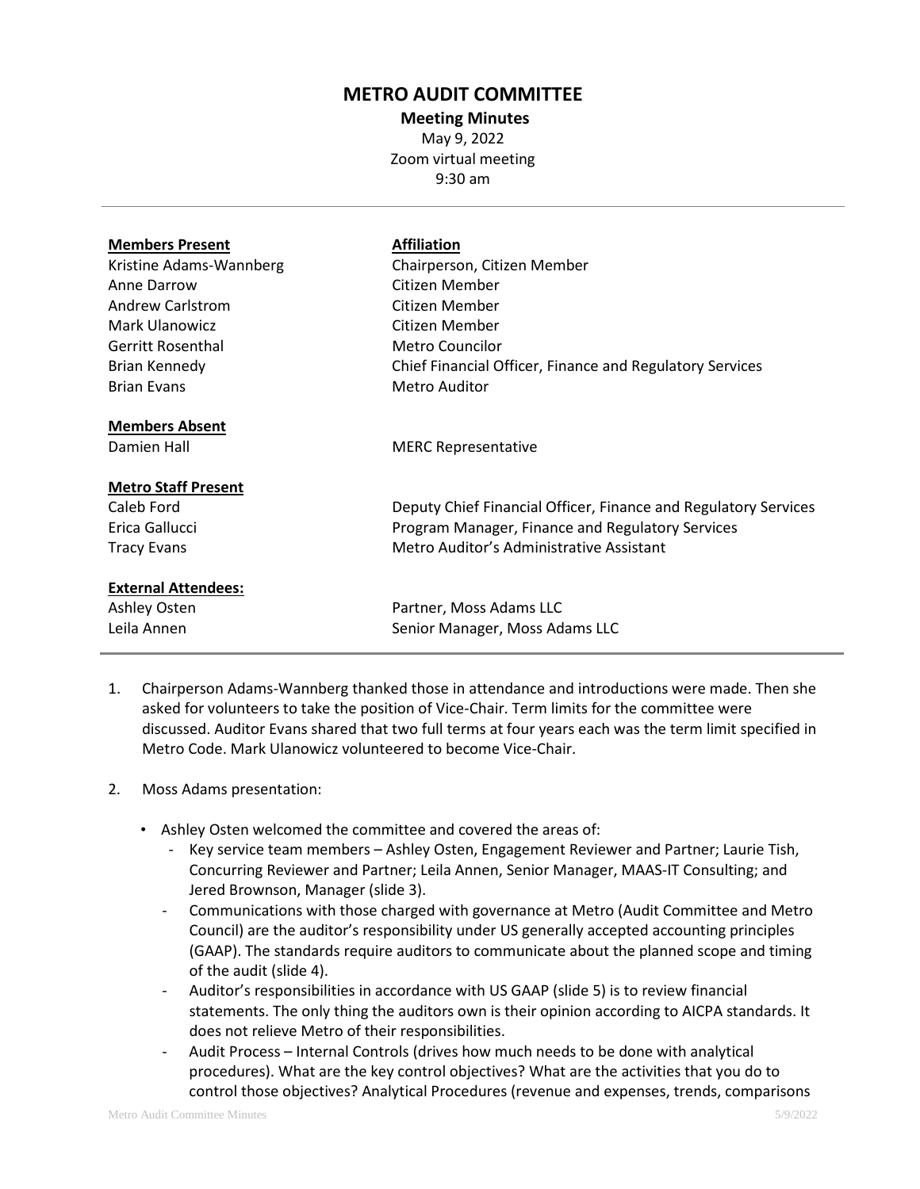# METRO AUDIT COMMITTEE

**Meeting Minutes**

May 9, 2022

Zoom virtual meeting

9:30 am

| **Members Present** | **Affiliation** |
|---|---|
| Kristine Adams-Wannberg | Chairperson, Citizen Member |
| Anne Darrow | Citizen Member |
| Andrew Carlstrom | Citizen Member |
| Mark Ulanowicz | Citizen Member |
| Gerritt Rosenthal | Metro Councilor |
| Brian Kennedy | Chief Financial Officer, Finance and Regulatory Services |
| Brian Evans | Metro Auditor |

| **Members Absent** | |
|---|---|
| Damien Hall | MERC Representative |

| **Metro Staff Present** | |
|---|---|
| Caleb Ford | Deputy Chief Financial Officer, Finance and Regulatory Services |
| Erica Gallucci | Program Manager, Finance and Regulatory Services |
| Tracy Evans | Metro Auditor's Administrative Assistant |

| **External Attendees:** | |
|---|---|
| Ashley Osten | Partner, Moss Adams LLC |
| Leila Annen | Senior Manager, Moss Adams LLC |

1. Chairperson Adams-Wannberg thanked those in attendance and introductions were made. Then she asked for volunteers to take the position of Vice-Chair. Term limits for the committee were discussed. Auditor Evans shared that two full terms at four years each was the term limit specified in Metro Code. Mark Ulanowicz volunteered to become Vice-Chair.

2. Moss Adams presentation:

   - Ashley Osten welcomed the committee and covered the areas of:
     - Key service team members – Ashley Osten, Engagement Reviewer and Partner; Laurie Tish, Concurring Reviewer and Partner; Leila Annen, Senior Manager, MAAS-IT Consulting; and Jered Brownson, Manager (slide 3).
     - Communications with those charged with governance at Metro (Audit Committee and Metro Council) are the auditor's responsibility under US generally accepted accounting principles (GAAP). The standards require auditors to communicate about the planned scope and timing of the audit (slide 4).
     - Auditor's responsibilities in accordance with US GAAP (slide 5) is to review financial statements. The only thing the auditors own is their opinion according to AICPA standards. It does not relieve Metro of their responsibilities.
     - Audit Process – Internal Controls (drives how much needs to be done with analytical procedures). What are the key control objectives? What are the activities that you do to control those objectives? Analytical Procedures (revenue and expenses, trends, comparisons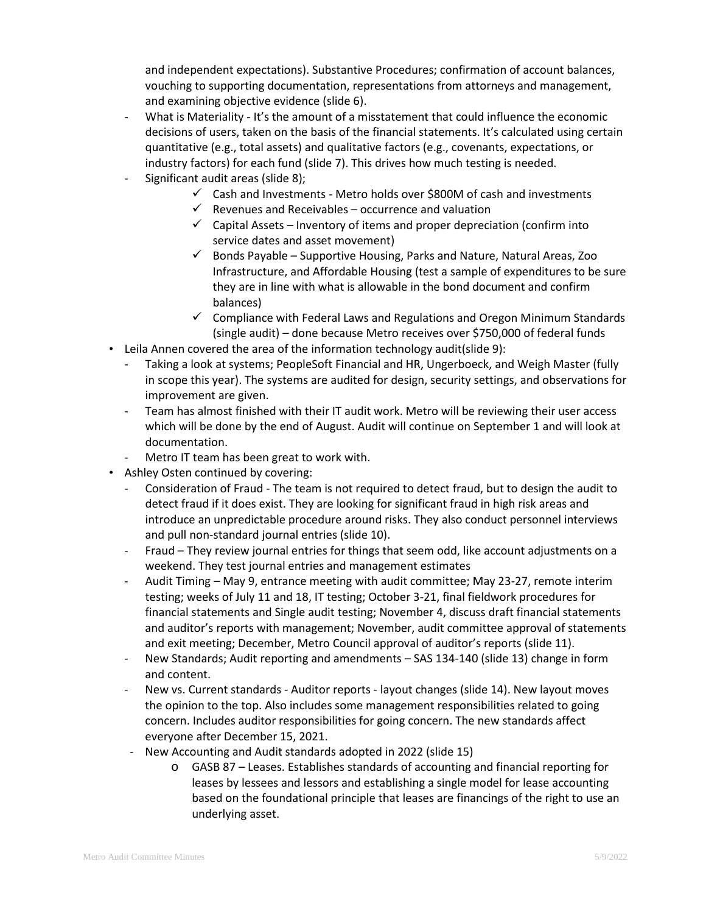and independent expectations). Substantive Procedures; confirmation of account balances, vouching to supporting documentation, representations from attorneys and management, and examining objective evidence (slide 6).

- What is Materiality - It's the amount of a misstatement that could influence the economic decisions of users, taken on the basis of the financial statements. It's calculated using certain quantitative (e.g., total assets) and qualitative factors (e.g., covenants, expectations, or industry factors) for each fund (slide 7). This drives how much testing is needed.
- Significant audit areas (slide 8);
  - ✓ Cash and Investments - Metro holds over $800M of cash and investments
  - ✓ Revenues and Receivables – occurrence and valuation
  - ✓ Capital Assets – Inventory of items and proper depreciation (confirm into service dates and asset movement)
  - ✓ Bonds Payable – Supportive Housing, Parks and Nature, Natural Areas, Zoo Infrastructure, and Affordable Housing (test a sample of expenditures to be sure they are in line with what is allowable in the bond document and confirm balances)
  - ✓ Compliance with Federal Laws and Regulations and Oregon Minimum Standards (single audit) – done because Metro receives over $750,000 of federal funds

- Leila Annen covered the area of the information technology audit(slide 9):
  - Taking a look at systems; PeopleSoft Financial and HR, Ungerboeck, and Weigh Master (fully in scope this year). The systems are audited for design, security settings, and observations for improvement are given.
  - Team has almost finished with their IT audit work. Metro will be reviewing their user access which will be done by the end of August. Audit will continue on September 1 and will look at documentation.
  - Metro IT team has been great to work with.
- Ashley Osten continued by covering:
  - Consideration of Fraud - The team is not required to detect fraud, but to design the audit to detect fraud if it does exist. They are looking for significant fraud in high risk areas and introduce an unpredictable procedure around risks. They also conduct personnel interviews and pull non-standard journal entries (slide 10).
  - Fraud – They review journal entries for things that seem odd, like account adjustments on a weekend. They test journal entries and management estimates
  - Audit Timing – May 9, entrance meeting with audit committee; May 23-27, remote interim testing; weeks of July 11 and 18, IT testing; October 3-21, final fieldwork procedures for financial statements and Single audit testing; November 4, discuss draft financial statements and auditor's reports with management; November, audit committee approval of statements and exit meeting; December, Metro Council approval of auditor's reports (slide 11).
  - New Standards; Audit reporting and amendments – SAS 134-140 (slide 13) change in form and content.
  - New vs. Current standards - Auditor reports - layout changes (slide 14). New layout moves the opinion to the top. Also includes some management responsibilities related to going concern. Includes auditor responsibilities for going concern. The new standards affect everyone after December 15, 2021.
  - New Accounting and Audit standards adopted in 2022 (slide 15)
    - GASB 87 – Leases. Establishes standards of accounting and financial reporting for leases by lessees and lessors and establishing a single model for lease accounting based on the foundational principle that leases are financings of the right to use an underlying asset.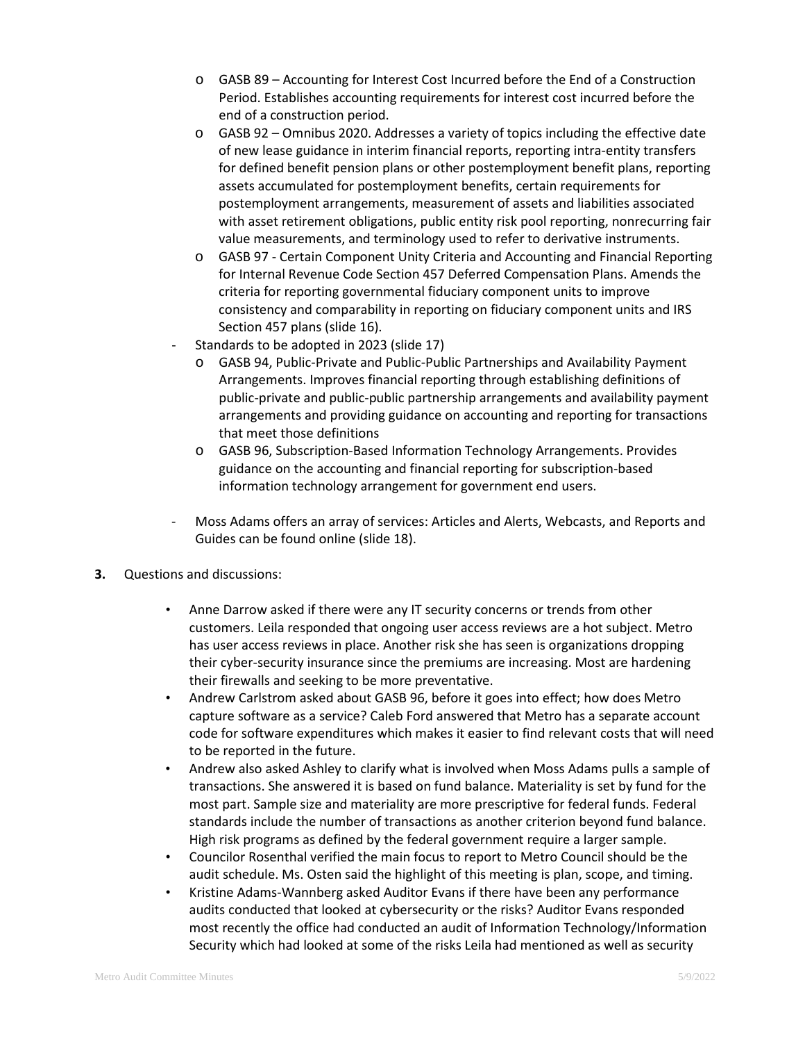- GASB 89 – Accounting for Interest Cost Incurred before the End of a Construction Period. Establishes accounting requirements for interest cost incurred before the end of a construction period.
    - GASB 92 – Omnibus 2020. Addresses a variety of topics including the effective date of new lease guidance in interim financial reports, reporting intra-entity transfers for defined benefit pension plans or other postemployment benefit plans, reporting assets accumulated for postemployment benefits, certain requirements for postemployment arrangements, measurement of assets and liabilities associated with asset retirement obligations, public entity risk pool reporting, nonrecurring fair value measurements, and terminology used to refer to derivative instruments.
    - GASB 97 - Certain Component Unity Criteria and Accounting and Financial Reporting for Internal Revenue Code Section 457 Deferred Compensation Plans. Amends the criteria for reporting governmental fiduciary component units to improve consistency and comparability in reporting on fiduciary component units and IRS Section 457 plans (slide 16).
  - Standards to be adopted in 2023 (slide 17)
    - GASB 94, Public-Private and Public-Public Partnerships and Availability Payment Arrangements. Improves financial reporting through establishing definitions of public-private and public-public partnership arrangements and availability payment arrangements and providing guidance on accounting and reporting for transactions that meet those definitions
    - GASB 96, Subscription-Based Information Technology Arrangements. Provides guidance on the accounting and financial reporting for subscription-based information technology arrangement for government end users.
  - Moss Adams offers an array of services: Articles and Alerts, Webcasts, and Reports and Guides can be found online (slide 18).

**3.** Questions and discussions:

- Anne Darrow asked if there were any IT security concerns or trends from other customers. Leila responded that ongoing user access reviews are a hot subject. Metro has user access reviews in place. Another risk she has seen is organizations dropping their cyber-security insurance since the premiums are increasing. Most are hardening their firewalls and seeking to be more preventative.
- Andrew Carlstrom asked about GASB 96, before it goes into effect; how does Metro capture software as a service? Caleb Ford answered that Metro has a separate account code for software expenditures which makes it easier to find relevant costs that will need to be reported in the future.
- Andrew also asked Ashley to clarify what is involved when Moss Adams pulls a sample of transactions. She answered it is based on fund balance. Materiality is set by fund for the most part. Sample size and materiality are more prescriptive for federal funds. Federal standards include the number of transactions as another criterion beyond fund balance. High risk programs as defined by the federal government require a larger sample.
- Councilor Rosenthal verified the main focus to report to Metro Council should be the audit schedule. Ms. Osten said the highlight of this meeting is plan, scope, and timing.
- Kristine Adams-Wannberg asked Auditor Evans if there have been any performance audits conducted that looked at cybersecurity or the risks? Auditor Evans responded most recently the office had conducted an audit of Information Technology/Information Security which had looked at some of the risks Leila had mentioned as well as security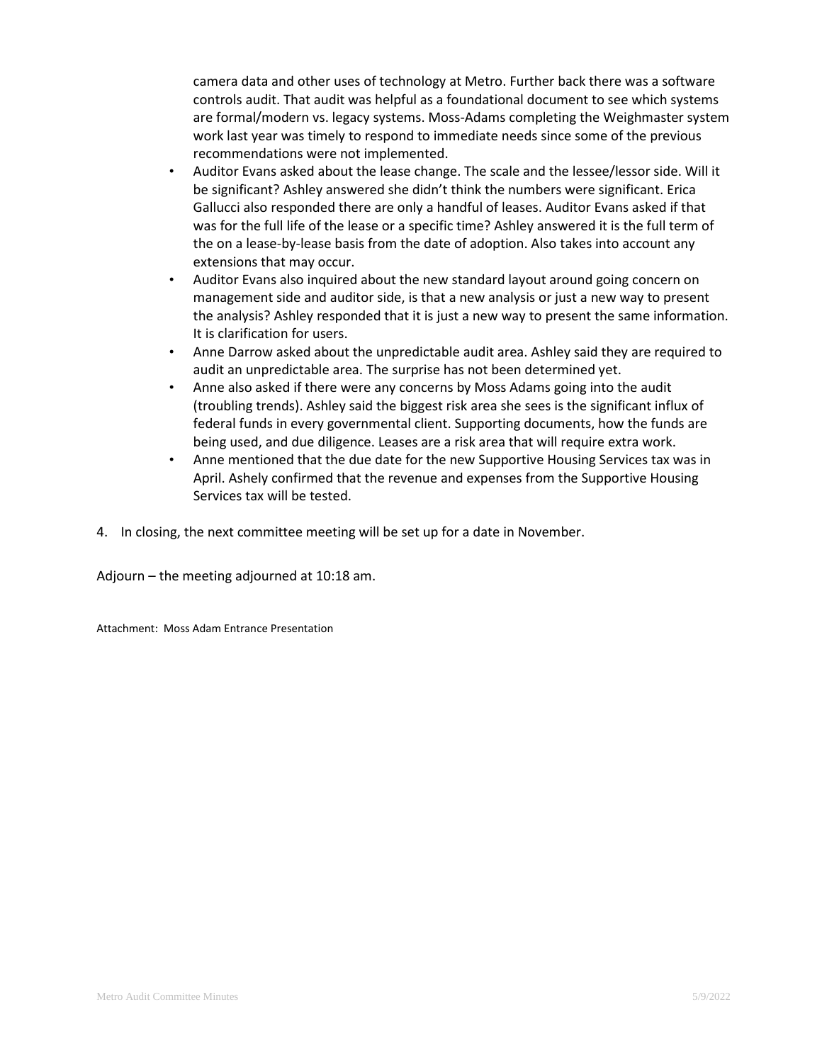camera data and other uses of technology at Metro. Further back there was a software controls audit. That audit was helpful as a foundational document to see which systems are formal/modern vs. legacy systems. Moss-Adams completing the Weighmaster system work last year was timely to respond to immediate needs since some of the previous recommendations were not implemented.

- Auditor Evans asked about the lease change. The scale and the lessee/lessor side. Will it be significant? Ashley answered she didn't think the numbers were significant. Erica Gallucci also responded there are only a handful of leases. Auditor Evans asked if that was for the full life of the lease or a specific time? Ashley answered it is the full term of the on a lease-by-lease basis from the date of adoption. Also takes into account any extensions that may occur.
- Auditor Evans also inquired about the new standard layout around going concern on management side and auditor side, is that a new analysis or just a new way to present the analysis? Ashley responded that it is just a new way to present the same information. It is clarification for users.
- Anne Darrow asked about the unpredictable audit area. Ashley said they are required to audit an unpredictable area. The surprise has not been determined yet.
- Anne also asked if there were any concerns by Moss Adams going into the audit (troubling trends). Ashley said the biggest risk area she sees is the significant influx of federal funds in every governmental client. Supporting documents, how the funds are being used, and due diligence. Leases are a risk area that will require extra work.
- Anne mentioned that the due date for the new Supportive Housing Services tax was in April. Ashely confirmed that the revenue and expenses from the Supportive Housing Services tax will be tested.

4. In closing, the next committee meeting will be set up for a date in November.

Adjourn – the meeting adjourned at 10:18 am.

Attachment: Moss Adam Entrance Presentation